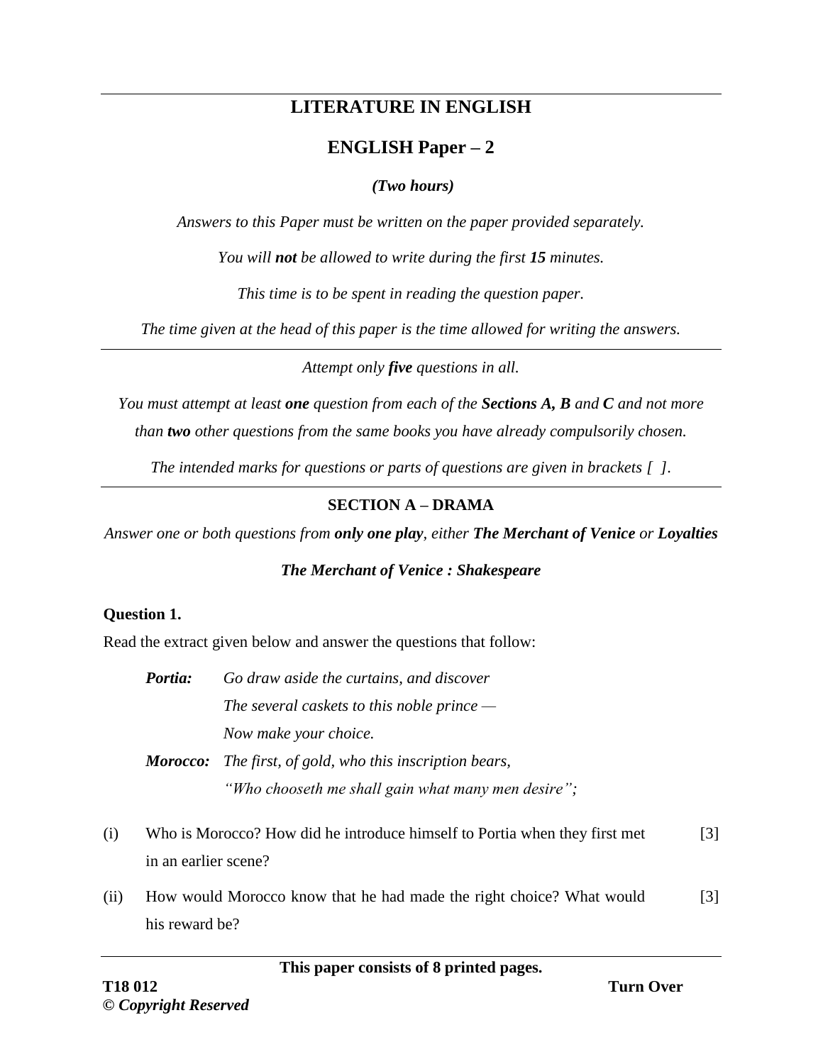# LITERATURE IN ENGLISH

## ENGLISH Paper – 2

***(Two hours)***

*Answers to this Paper must be written on the paper provided separately.*

*You will **not** be allowed to write during the first **15** minutes.*

*This time is to be spent in reading the question paper.*

*The time given at the head of this paper is the time allowed for writing the answers.*

---

*Attempt only **five** questions in all.*

*You must attempt at least **one** question from each of the **Sections A, B** and **C** and not more than **two** other questions from the same books you have already compulsorily chosen.*

*The intended marks for questions or parts of questions are given in brackets [ ].*

---

### SECTION A – DRAMA

*Answer one or both questions from **only one play**, either **The Merchant of Venice** or **Loyalties***

***The Merchant of Venice : Shakespeare***

**Question 1.**

Read the extract given below and answer the questions that follow:

> ***Portia:*** *Go draw aside the curtains, and discover*
> *The several caskets to this noble prince —*
> *Now make your choice.*
>
> ***Morocco:*** *The first, of gold, who this inscription bears,*
> *"Who chooseth me shall gain what many men desire";*

(i) Who is Morocco? How did he introduce himself to Portia when they first met in an earlier scene? [3]

(ii) How would Morocco know that he had made the right choice? What would his reward be? [3]

**This paper consists of 8 printed pages.**

**T18 012** **Turn Over**

**© *Copyright Reserved***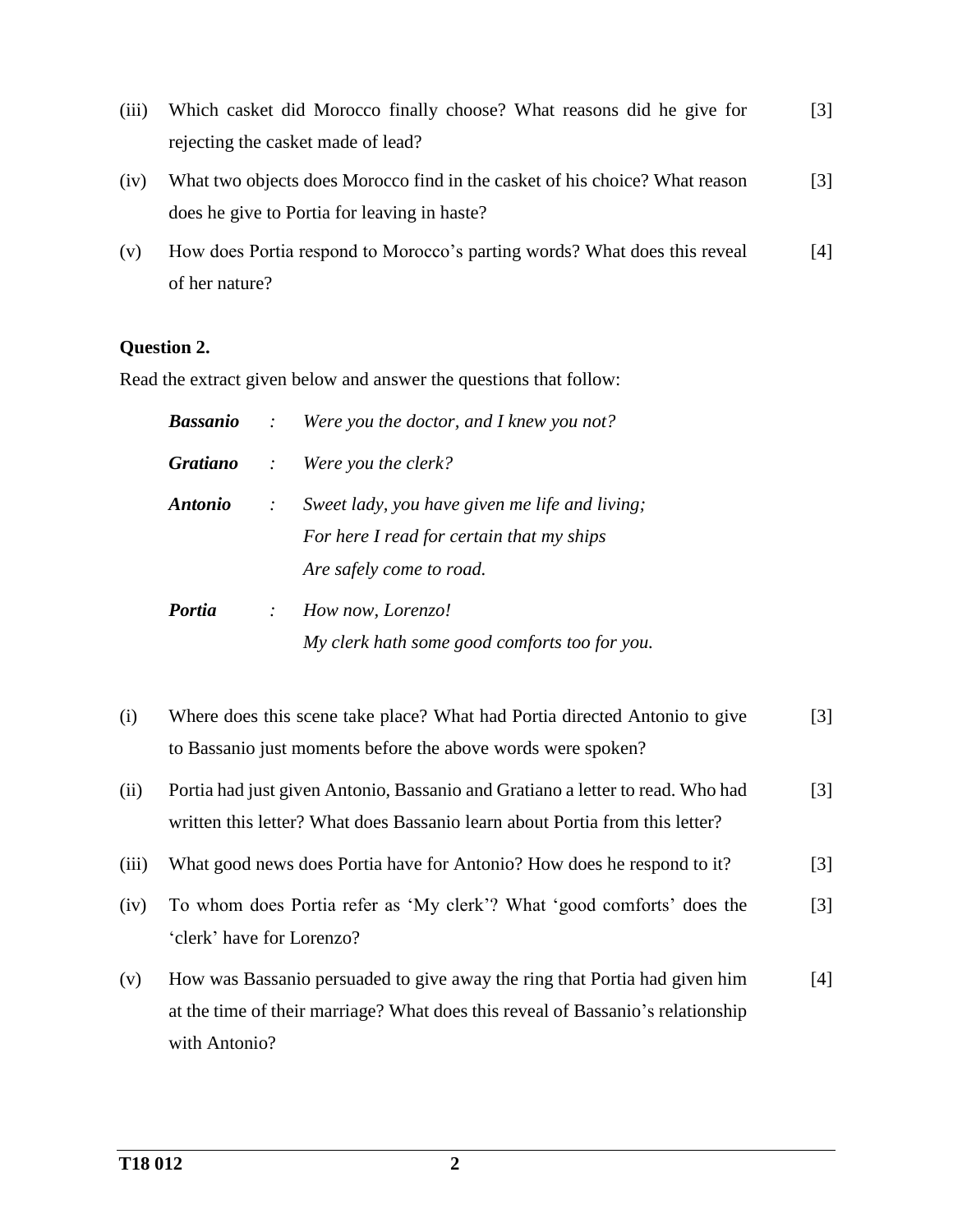(iii) Which casket did Morocco finally choose? What reasons did he give for rejecting the casket made of lead? [3]

(iv) What two objects does Morocco find in the casket of his choice? What reason does he give to Portia for leaving in haste? [3]

(v) How does Portia respond to Morocco's parting words? What does this reveal of her nature? [4]

**Question 2.**

Read the extract given below and answer the questions that follow:

***Bassanio*** : *Were you the doctor, and I knew you not?*

***Gratiano*** : *Were you the clerk?*

***Antonio*** : *Sweet lady, you have given me life and living;*
*For here I read for certain that my ships*
*Are safely come to road.*

***Portia*** : *How now, Lorenzo!*
*My clerk hath some good comforts too for you.*

(i) Where does this scene take place? What had Portia directed Antonio to give to Bassanio just moments before the above words were spoken? [3]

(ii) Portia had just given Antonio, Bassanio and Gratiano a letter to read. Who had written this letter? What does Bassanio learn about Portia from this letter? [3]

(iii) What good news does Portia have for Antonio? How does he respond to it? [3]

(iv) To whom does Portia refer as 'My clerk'? What 'good comforts' does the 'clerk' have for Lorenzo? [3]

(v) How was Bassanio persuaded to give away the ring that Portia had given him at the time of their marriage? What does this reveal of Bassanio's relationship with Antonio? [4]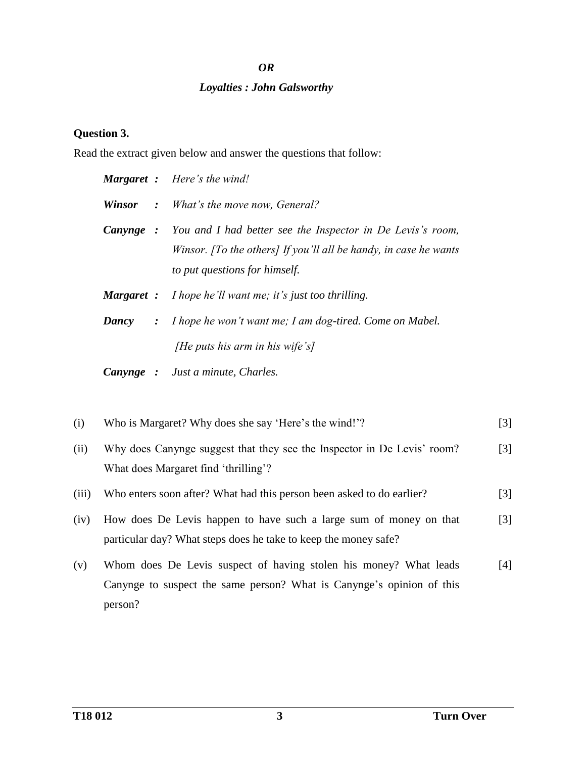***OR***

***Loyalties : John Galsworthy***

**Question 3.**

Read the extract given below and answer the questions that follow:

***Margaret :*** *Here's the wind!*

***Winsor :*** *What's the move now, General?*

***Canynge :*** *You and I had better see the Inspector in De Levis's room, Winsor. [To the others] If you'll all be handy, in case he wants to put questions for himself.*

***Margaret :*** *I hope he'll want me; it's just too thrilling.*

***Dancy :*** *I hope he won't want me; I am dog-tired. Come on Mabel.*

*[He puts his arm in his wife's]*

***Canynge :*** *Just a minute, Charles.*

(i) Who is Margaret? Why does she say 'Here's the wind!'? [3]

(ii) Why does Canynge suggest that they see the Inspector in De Levis' room? What does Margaret find 'thrilling'? [3]

(iii) Who enters soon after? What had this person been asked to do earlier? [3]

(iv) How does De Levis happen to have such a large sum of money on that particular day? What steps does he take to keep the money safe? [3]

(v) Whom does De Levis suspect of having stolen his money? What leads Canynge to suspect the same person? What is Canynge's opinion of this person? [4]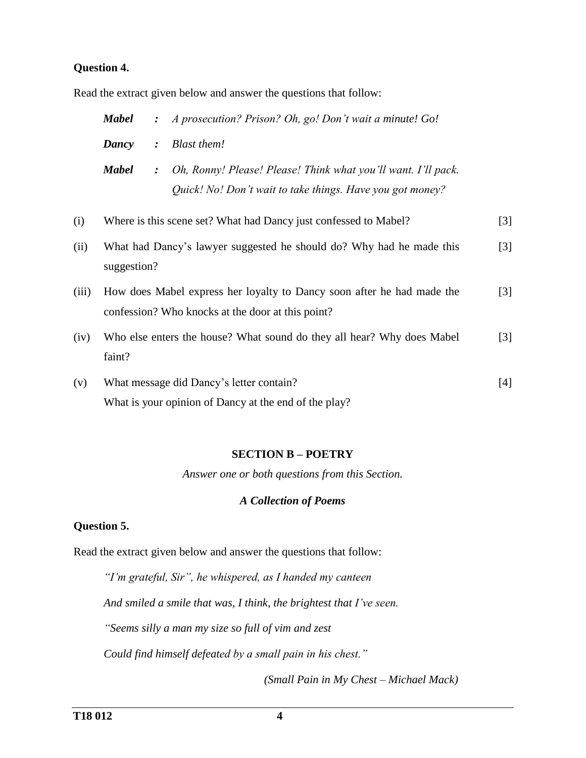**Question 4.**

Read the extract given below and answer the questions that follow:

> ***Mabel*** **:** *A prosecution? Prison? Oh, go! Don't wait a minute! Go!*
>
> ***Dancy*** **:** *Blast them!*
>
> ***Mabel*** **:** *Oh, Ronny! Please! Please! Think what you'll want. I'll pack. Quick! No! Don't wait to take things. Have you got money?*

(i) Where is this scene set? What had Dancy just confessed to Mabel? [3]

(ii) What had Dancy's lawyer suggested he should do? Why had he made this suggestion? [3]

(iii) How does Mabel express her loyalty to Dancy soon after he had made the confession? Who knocks at the door at this point? [3]

(iv) Who else enters the house? What sound do they all hear? Why does Mabel faint? [3]

(v) What message did Dancy's letter contain?
What is your opinion of Dancy at the end of the play? [4]

## SECTION B – POETRY

*Answer one or both questions from this Section.*

### *A Collection of Poems*

**Question 5.**

Read the extract given below and answer the questions that follow:

> *"I'm grateful, Sir", he whispered, as I handed my canteen*
>
> *And smiled a smile that was, I think, the brightest that I've seen.*
>
> *"Seems silly a man my size so full of vim and zest*
>
> *Could find himself defeated by a small pain in his chest."*
>
> *(Small Pain in My Chest – Michael Mack)*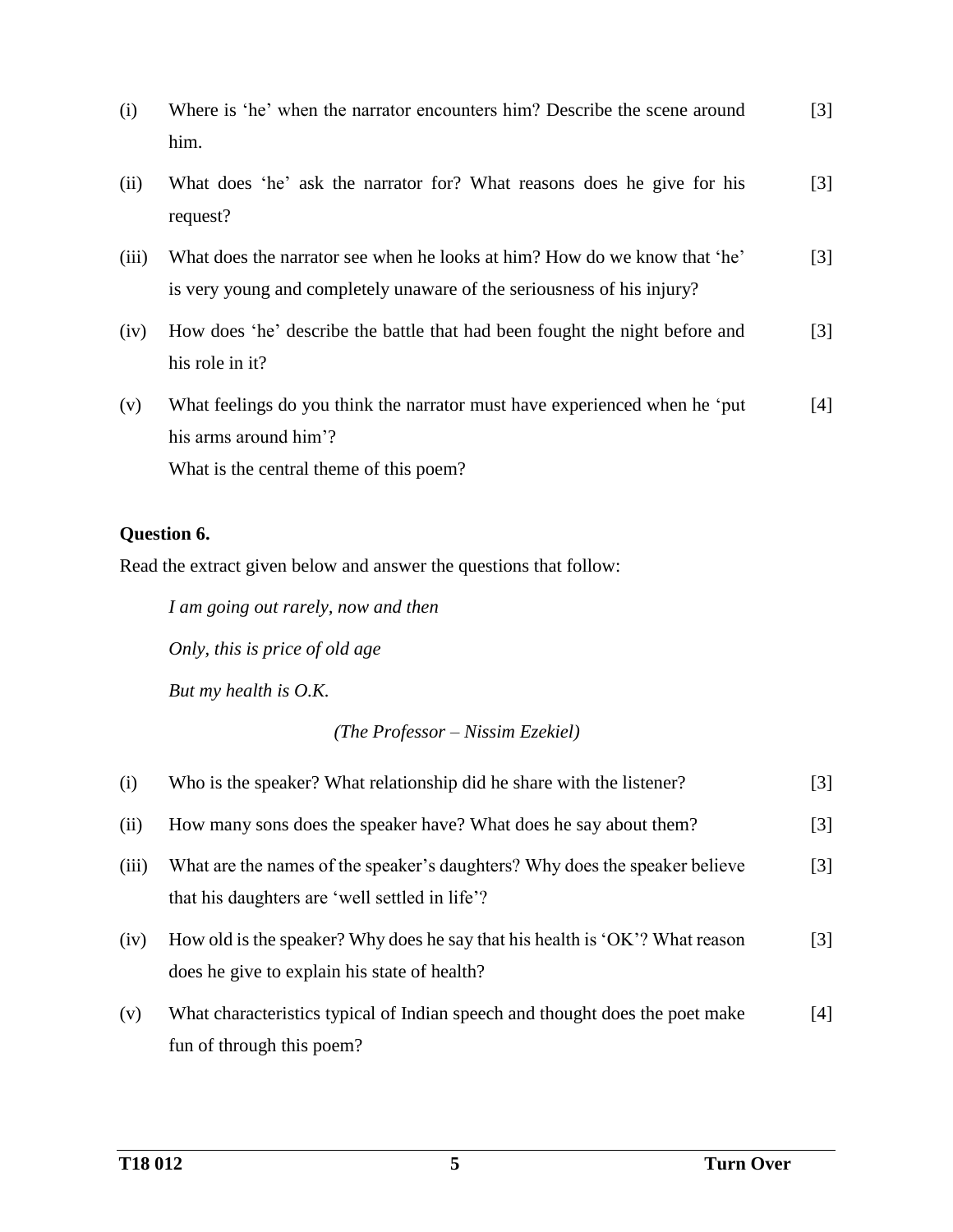(i) Where is 'he' when the narrator encounters him? Describe the scene around him. [3]

(ii) What does 'he' ask the narrator for? What reasons does he give for his request? [3]

(iii) What does the narrator see when he looks at him? How do we know that 'he' is very young and completely unaware of the seriousness of his injury? [3]

(iv) How does 'he' describe the battle that had been fought the night before and his role in it? [3]

(v) What feelings do you think the narrator must have experienced when he 'put his arms around him'?
What is the central theme of this poem? [4]

**Question 6.**

Read the extract given below and answer the questions that follow:

*I am going out rarely, now and then*

*Only, this is price of old age*

*But my health is O.K.*

*(The Professor – Nissim Ezekiel)*

(i) Who is the speaker? What relationship did he share with the listener? [3]

(ii) How many sons does the speaker have? What does he say about them? [3]

(iii) What are the names of the speaker's daughters? Why does the speaker believe that his daughters are 'well settled in life'? [3]

(iv) How old is the speaker? Why does he say that his health is 'OK'? What reason does he give to explain his state of health? [3]

(v) What characteristics typical of Indian speech and thought does the poet make fun of through this poem? [4]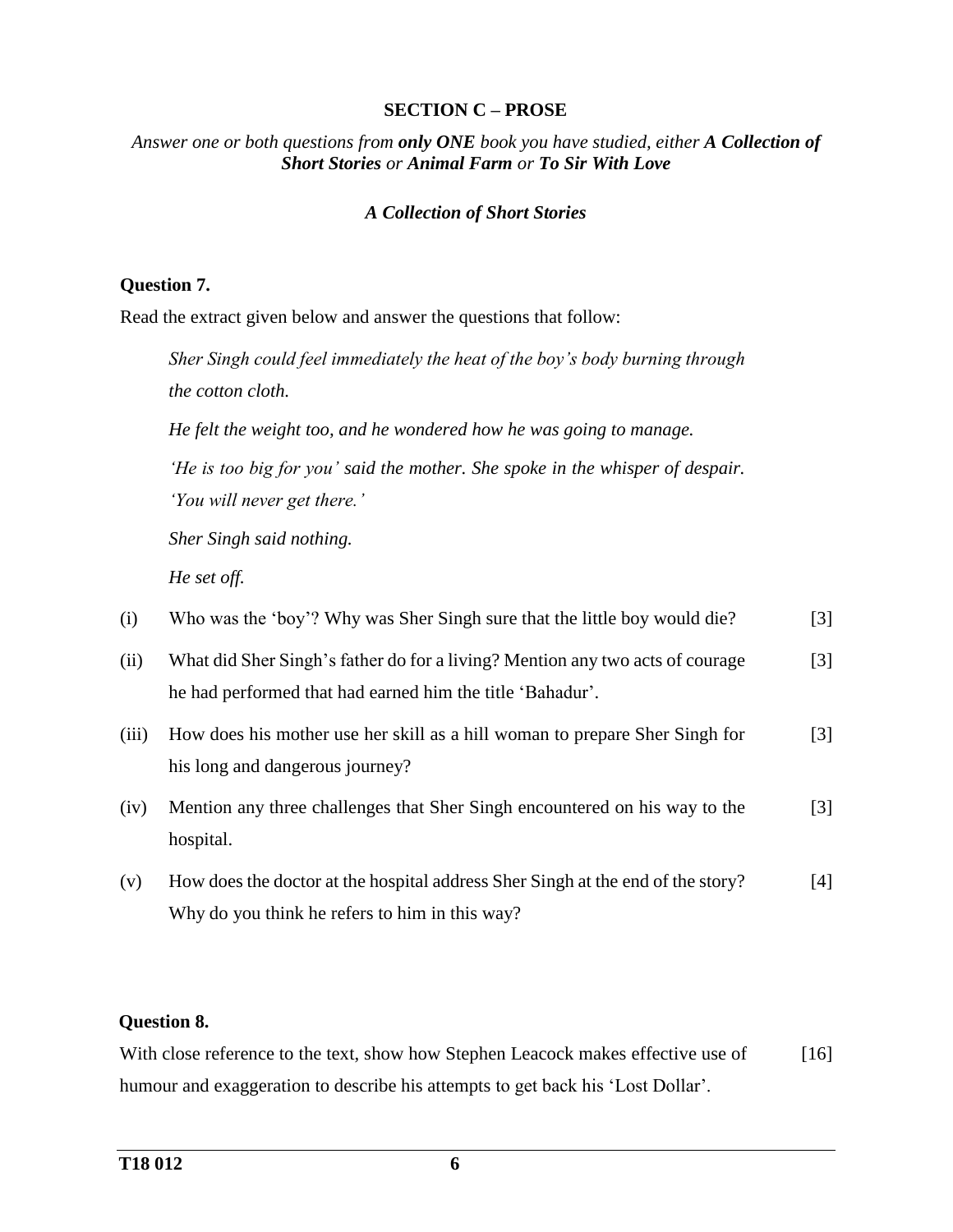## SECTION C – PROSE

*Answer one or both questions from **only ONE** book you have studied, either **A Collection of Short Stories** or **Animal Farm** or **To Sir With Love***

### *A Collection of Short Stories*

**Question 7.**

Read the extract given below and answer the questions that follow:

> *Sher Singh could feel immediately the heat of the boy's body burning through the cotton cloth.*
>
> *He felt the weight too, and he wondered how he was going to manage.*
>
> *'He is too big for you' said the mother. She spoke in the whisper of despair. 'You will never get there.'*
>
> *Sher Singh said nothing.*
>
> *He set off.*

(i) Who was the 'boy'? Why was Sher Singh sure that the little boy would die? [3]

(ii) What did Sher Singh's father do for a living? Mention any two acts of courage he had performed that had earned him the title 'Bahadur'. [3]

(iii) How does his mother use her skill as a hill woman to prepare Sher Singh for his long and dangerous journey? [3]

(iv) Mention any three challenges that Sher Singh encountered on his way to the hospital. [3]

(v) How does the doctor at the hospital address Sher Singh at the end of the story? Why do you think he refers to him in this way? [4]

**Question 8.**

With close reference to the text, show how Stephen Leacock makes effective use of humour and exaggeration to describe his attempts to get back his 'Lost Dollar'. [16]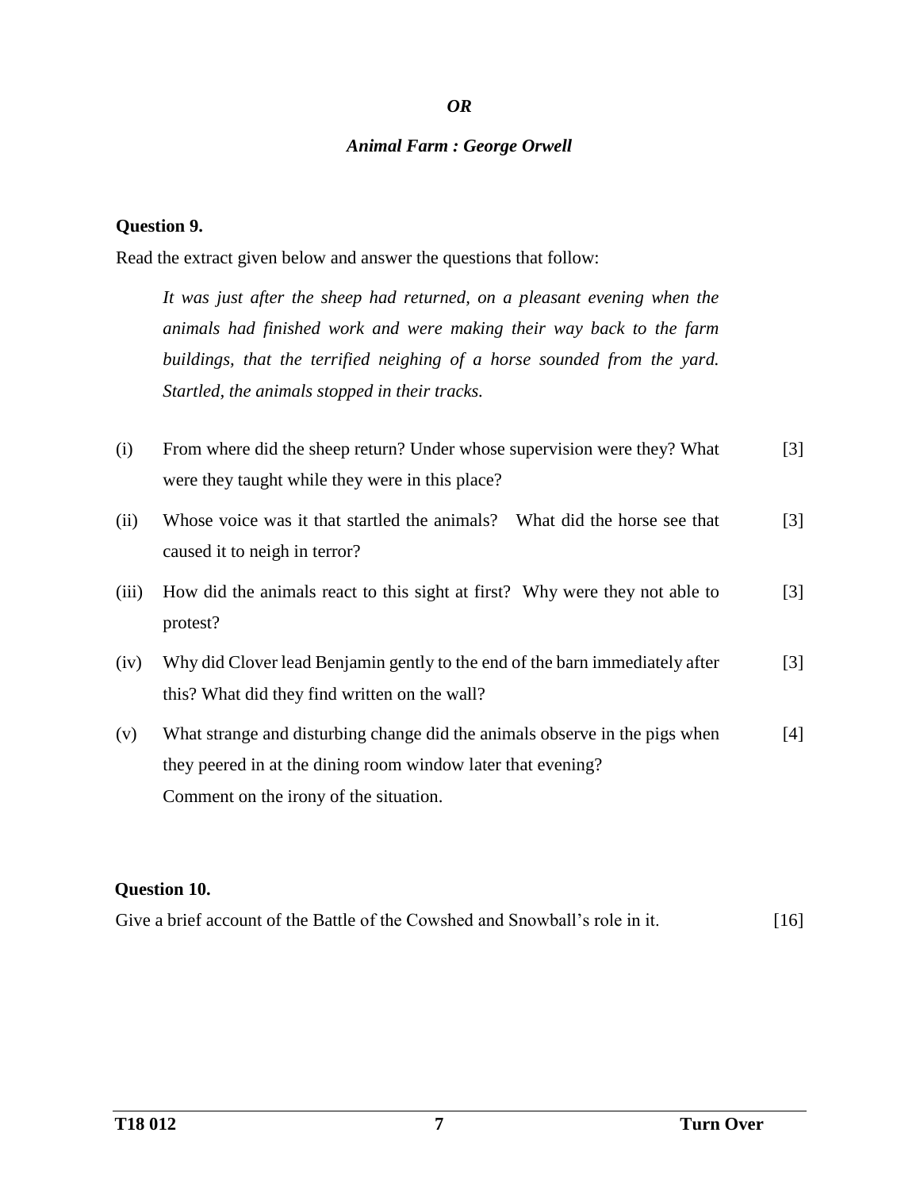***OR***

***Animal Farm : George Orwell***

**Question 9.**

Read the extract given below and answer the questions that follow:

> *It was just after the sheep had returned, on a pleasant evening when the animals had finished work and were making their way back to the farm buildings, that the terrified neighing of a horse sounded from the yard. Startled, the animals stopped in their tracks.*

(i) From where did the sheep return? Under whose supervision were they? What were they taught while they were in this place? [3]

(ii) Whose voice was it that startled the animals? What did the horse see that caused it to neigh in terror? [3]

(iii) How did the animals react to this sight at first? Why were they not able to protest? [3]

(iv) Why did Clover lead Benjamin gently to the end of the barn immediately after this? What did they find written on the wall? [3]

(v) What strange and disturbing change did the animals observe in the pigs when they peered in at the dining room window later that evening? Comment on the irony of the situation. [4]

**Question 10.**

Give a brief account of the Battle of the Cowshed and Snowball's role in it. [16]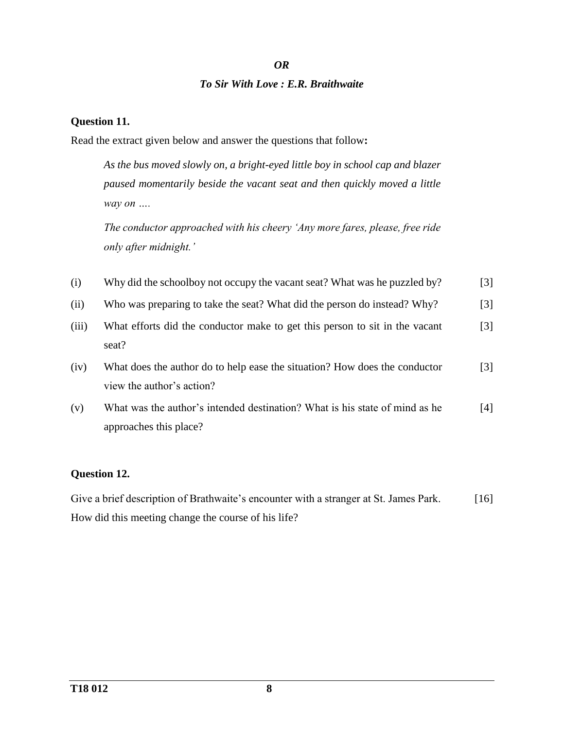*OR*

***To Sir With Love : E.R. Braithwaite***

**Question 11.**

Read the extract given below and answer the questions that follow**:**

> *As the bus moved slowly on, a bright-eyed little boy in school cap and blazer paused momentarily beside the vacant seat and then quickly moved a little way on ….*
>
> *The conductor approached with his cheery 'Any more fares, please, free ride only after midnight.'*

(i) Why did the schoolboy not occupy the vacant seat? What was he puzzled by? [3]

(ii) Who was preparing to take the seat? What did the person do instead? Why? [3]

(iii) What efforts did the conductor make to get this person to sit in the vacant seat? [3]

(iv) What does the author do to help ease the situation? How does the conductor view the author's action? [3]

(v) What was the author's intended destination? What is his state of mind as he approaches this place? [4]

**Question 12.**

Give a brief description of Brathwaite's encounter with a stranger at St. James Park. How did this meeting change the course of his life? [16]

**T18 012**